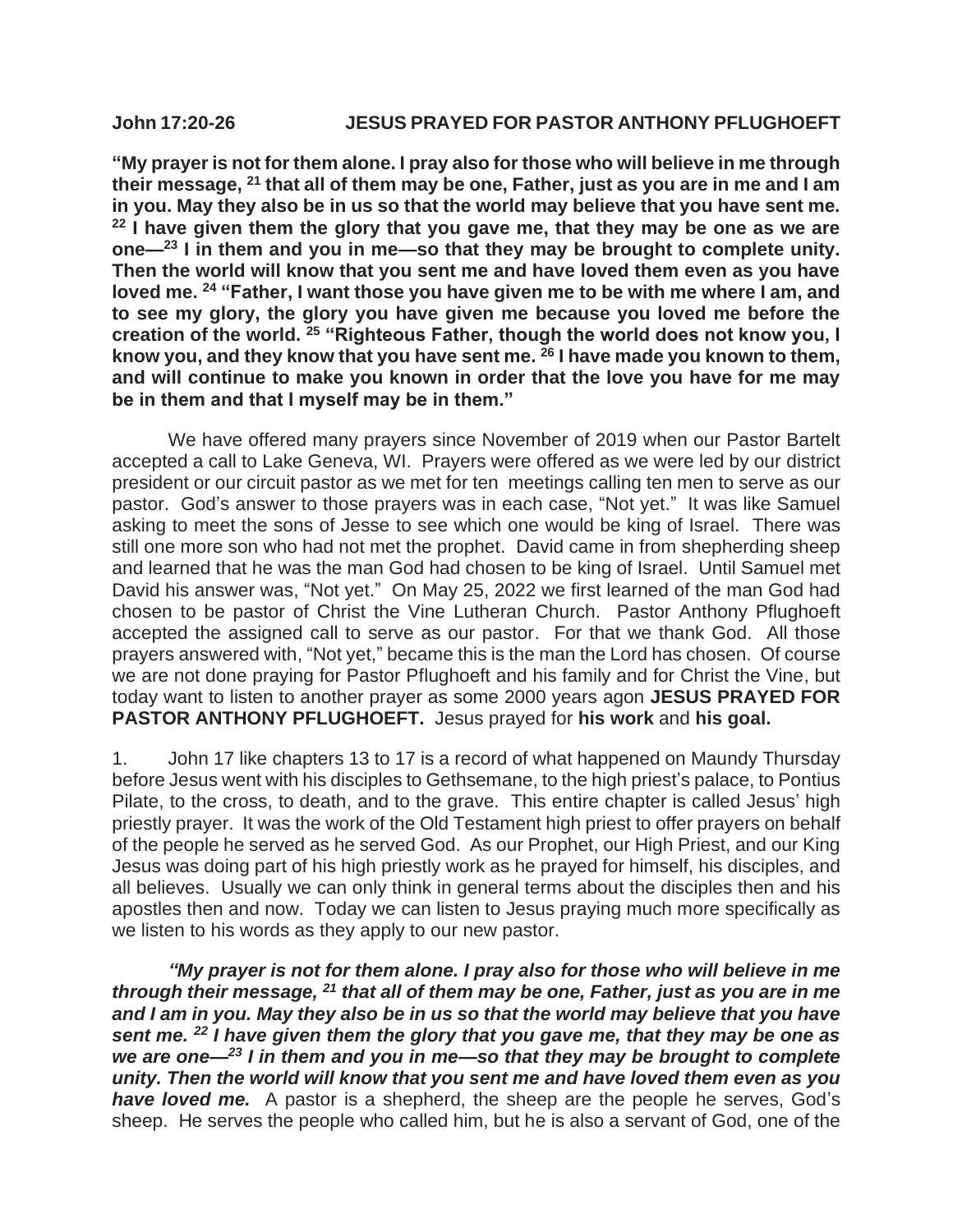**John 17:20-26 JESUS PRAYED FOR PASTOR ANTHONY PFLUGHOEFT**

**"My prayer is not for them alone. I pray also for those who will believe in me through their message, [21] that all of them may be one, Father, just as you are in me and I am in you. May they also be in us so that the world may believe that you have sent me. [22] I have given them the glory that you gave me, that they may be one as we are one—[23] I in them and you in me—so that they may be brought to complete unity. Then the world will know that you sent me and have loved them even as you have loved me. [24] "Father, I want those you have given me to be with me where I am, and to see my glory, the glory you have given me because you loved me before the creation of the world. [25] "Righteous Father, though the world does not know you, I know you, and they know that you have sent me. [26] I have made you known to them, and will continue to make you known in order that the love you have for me may be in them and that I myself may be in them."**

We have offered many prayers since November of 2019 when our Pastor Bartelt accepted a call to Lake Geneva, WI. Prayers were offered as we were led by our district president or our circuit pastor as we met for ten meetings calling ten men to serve as our pastor. God's answer to those prayers was in each case, "Not yet." It was like Samuel asking to meet the sons of Jesse to see which one would be king of Israel. There was still one more son who had not met the prophet. David came in from shepherding sheep and learned that he was the man God had chosen to be king of Israel. Until Samuel met David his answer was, "Not yet." On May 25, 2022 we first learned of the man God had chosen to be pastor of Christ the Vine Lutheran Church. Pastor Anthony Pflughoeft accepted the assigned call to serve as our pastor. For that we thank God. All those prayers answered with, "Not yet," became this is the man the Lord has chosen. Of course we are not done praying for Pastor Pflughoeft and his family and for Christ the Vine, but today want to listen to another prayer as some 2000 years agon **JESUS PRAYED FOR PASTOR ANTHONY PFLUGHOEFT.** Jesus prayed for **his work** and **his goal.**

1. John 17 like chapters 13 to 17 is a record of what happened on Maundy Thursday before Jesus went with his disciples to Gethsemane, to the high priest's palace, to Pontius Pilate, to the cross, to death, and to the grave. This entire chapter is called Jesus' high priestly prayer. It was the work of the Old Testament high priest to offer prayers on behalf of the people he served as he served God. As our Prophet, our High Priest, and our King Jesus was doing part of his high priestly work as he prayed for himself, his disciples, and all believes. Usually we can only think in general terms about the disciples then and his apostles then and now. Today we can listen to Jesus praying much more specifically as we listen to his words as they apply to our new pastor.

***"My prayer is not for them alone. I pray also for those who will believe in me through their message, [21] that all of them may be one, Father, just as you are in me and I am in you. May they also be in us so that the world may believe that you have sent me. [22] I have given them the glory that you gave me, that they may be one as we are one—[23] I in them and you in me—so that they may be brought to complete unity. Then the world will know that you sent me and have loved them even as you have loved me.*** A pastor is a shepherd, the sheep are the people he serves, God's sheep. He serves the people who called him, but he is also a servant of God, one of the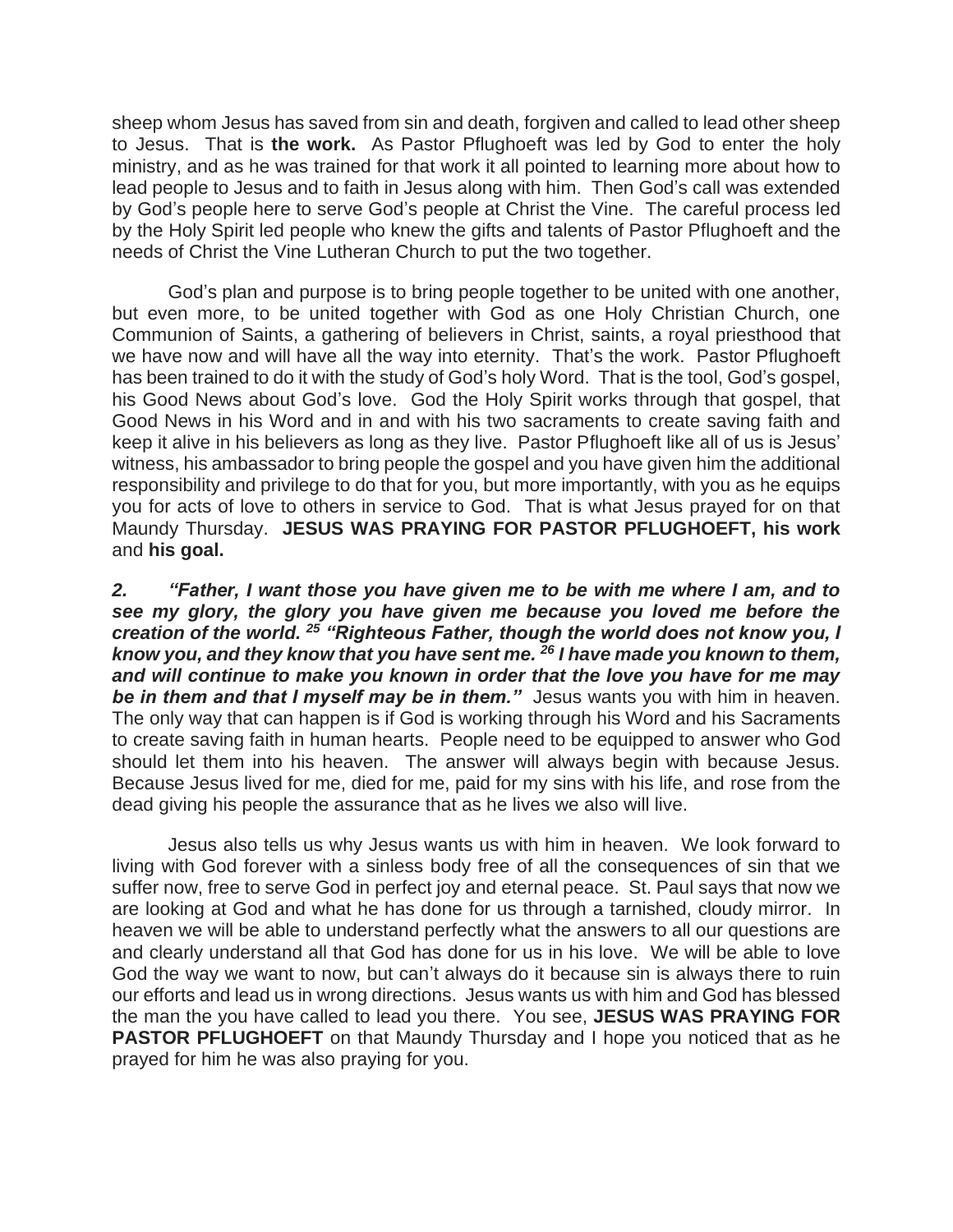sheep whom Jesus has saved from sin and death, forgiven and called to lead other sheep to Jesus. That is **the work.** As Pastor Pflughoeft was led by God to enter the holy ministry, and as he was trained for that work it all pointed to learning more about how to lead people to Jesus and to faith in Jesus along with him. Then God's call was extended by God's people here to serve God's people at Christ the Vine. The careful process led by the Holy Spirit led people who knew the gifts and talents of Pastor Pflughoeft and the needs of Christ the Vine Lutheran Church to put the two together.

God's plan and purpose is to bring people together to be united with one another, but even more, to be united together with God as one Holy Christian Church, one Communion of Saints, a gathering of believers in Christ, saints, a royal priesthood that we have now and will have all the way into eternity. That's the work. Pastor Pflughoeft has been trained to do it with the study of God's holy Word. That is the tool, God's gospel, his Good News about God's love. God the Holy Spirit works through that gospel, that Good News in his Word and in and with his two sacraments to create saving faith and keep it alive in his believers as long as they live. Pastor Pflughoeft like all of us is Jesus' witness, his ambassador to bring people the gospel and you have given him the additional responsibility and privilege to do that for you, but more importantly, with you as he equips you for acts of love to others in service to God. That is what Jesus prayed for on that Maundy Thursday. **JESUS WAS PRAYING FOR PASTOR PFLUGHOEFT, his work** and **his goal.**

***2. "Father, I want those you have given me to be with me where I am, and to see my glory, the glory you have given me because you loved me before the creation of the world. [25] "Righteous Father, though the world does not know you, I know you, and they know that you have sent me. [26] I have made you known to them, and will continue to make you known in order that the love you have for me may be in them and that I myself may be in them."*** Jesus wants you with him in heaven. The only way that can happen is if God is working through his Word and his Sacraments to create saving faith in human hearts. People need to be equipped to answer who God should let them into his heaven. The answer will always begin with because Jesus. Because Jesus lived for me, died for me, paid for my sins with his life, and rose from the dead giving his people the assurance that as he lives we also will live.

Jesus also tells us why Jesus wants us with him in heaven. We look forward to living with God forever with a sinless body free of all the consequences of sin that we suffer now, free to serve God in perfect joy and eternal peace. St. Paul says that now we are looking at God and what he has done for us through a tarnished, cloudy mirror. In heaven we will be able to understand perfectly what the answers to all our questions are and clearly understand all that God has done for us in his love. We will be able to love God the way we want to now, but can't always do it because sin is always there to ruin our efforts and lead us in wrong directions. Jesus wants us with him and God has blessed the man the you have called to lead you there. You see, **JESUS WAS PRAYING FOR PASTOR PFLUGHOEFT** on that Maundy Thursday and I hope you noticed that as he prayed for him he was also praying for you.